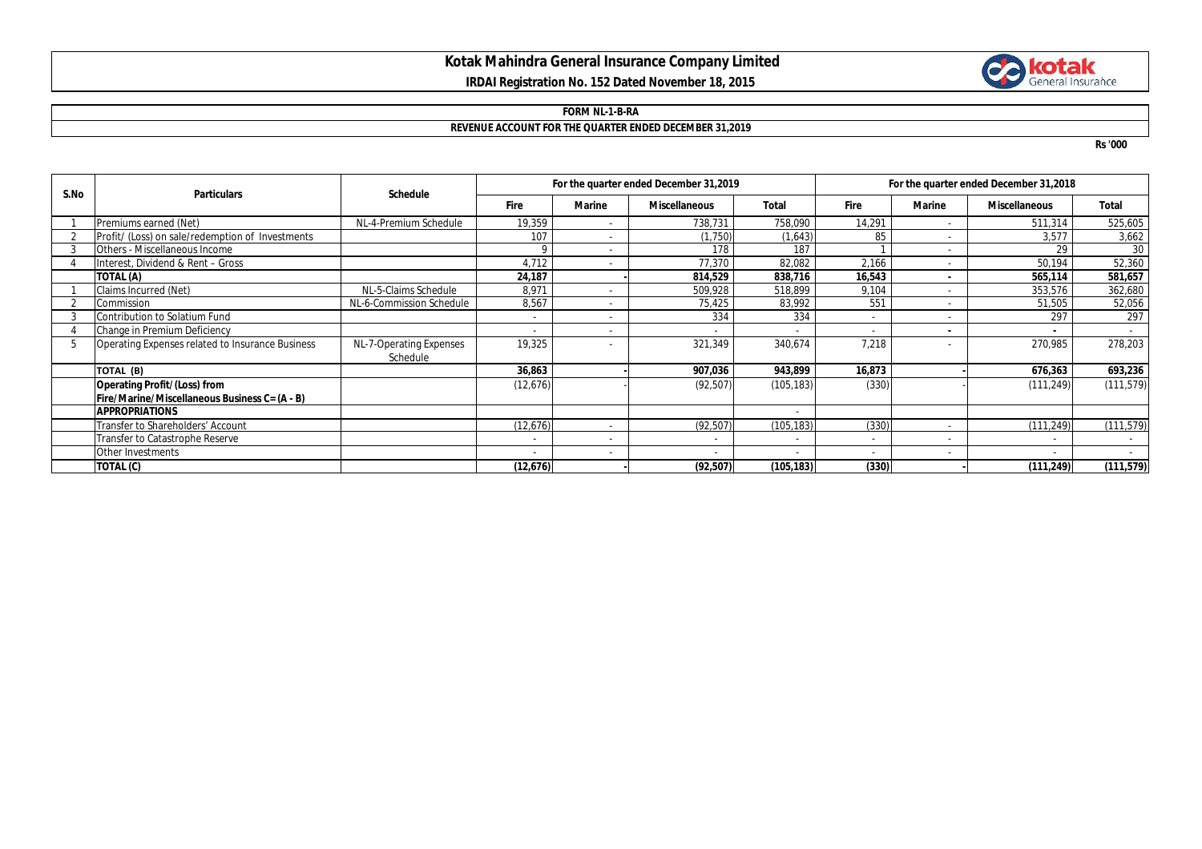# Kotak Mahindra General Insurance Company Limited

**IRDAI Registration No. 152 Dated November 18, 2015**

**FORM NL-1-B-RA**

**REVENUE ACCOUNT FOR THE QUARTER ENDED DECEMBER 31,2019**

Rs '000

| S.No | Particulars | Schedule | For the quarter ended December 31,2019 | | | | For the quarter ended December 31,2018 | | | |
|---|---|---|---|---|---|---|---|---|---|---|
| | | | Fire | Marine | Miscellaneous | Total | Fire | Marine | Miscellaneous | Total |
| 1 | Premiums earned (Net) | NL-4-Premium Schedule | 19,359 | - | 738,731 | 758,090 | 14,291 | - | 511,314 | 525,605 |
| 2 | Profit/ (Loss) on sale/redemption of Investments | | 107 | - | (1,750) | (1,643) | 85 | - | 3,577 | 3,662 |
| 3 | Others - Miscellaneous Income | | 9 | - | 178 | 187 | 1 | - | 29 | 30 |
| 4 | Interest, Dividend & Rent – Gross | | 4,712 | - | 77,370 | 82,082 | 2,166 | - | 50,194 | 52,360 |
| | **TOTAL (A)** | | **24,187** | **-** | **814,529** | **838,716** | **16,543** | **-** | **565,114** | **581,657** |
| 1 | Claims Incurred (Net) | NL-5-Claims Schedule | 8,971 | - | 509,928 | 518,899 | 9,104 | - | 353,576 | 362,680 |
| 2 | Commission | NL-6-Commission Schedule | 8,567 | - | 75,425 | 83,992 | 551 | - | 51,505 | 52,056 |
| 3 | Contribution to Solatium Fund | | - | - | 334 | 334 | - | - | 297 | 297 |
| 4 | Change in Premium Deficiency | | - | - | - | - | - | - | - | - |
| 5 | Operating Expenses related to Insurance Business | NL-7-Operating Expenses Schedule | 19,325 | - | 321,349 | 340,674 | 7,218 | - | 270,985 | 278,203 |
| | **TOTAL (B)** | | **36,863** | **-** | **907,036** | **943,899** | **16,873** | **-** | **676,363** | **693,236** |
| | **Operating Profit/(Loss) from Fire/Marine/Miscellaneous Business C= (A - B)** | | (12,676) | - | (92,507) | (105,183) | (330) | - | (111,249) | (111,579) |
| | **APPROPRIATIONS** | | | | | - | | | | |
| | Transfer to Shareholders' Account | | (12,676) | - | (92,507) | (105,183) | (330) | - | (111,249) | (111,579) |
| | Transfer to Catastrophe Reserve | | - | - | - | - | - | - | - | - |
| | Other Investments | | - | - | - | - | - | - | - | - |
| | **TOTAL (C)** | | **(12,676)** | **-** | **(92,507)** | **(105,183)** | **(330)** | **-** | **(111,249)** | **(111,579)** |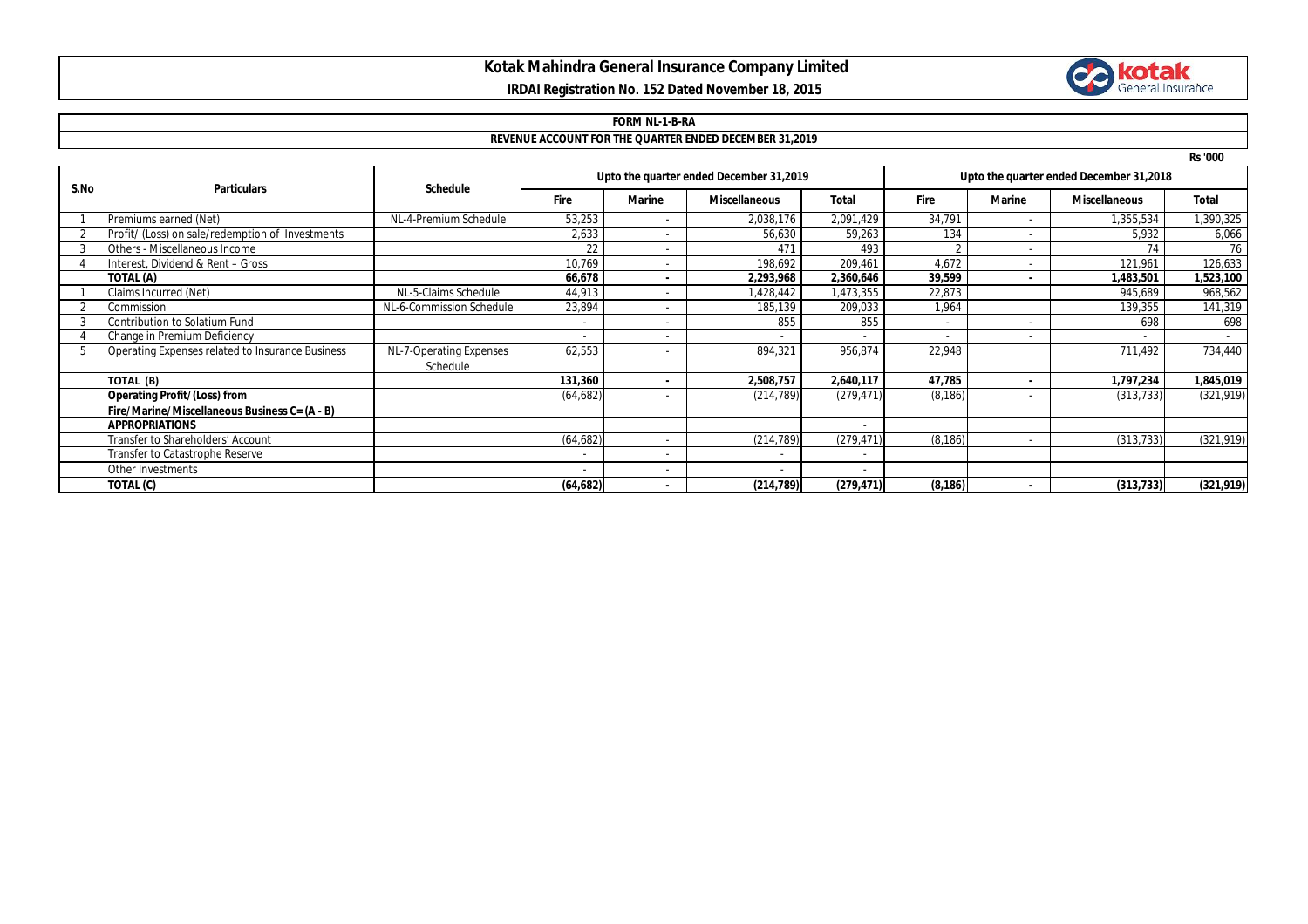# Kotak Mahindra General Insurance Company Limited

**IRDAI Registration No. 152 Dated November 18, 2015**

## FORM NL-1-B-RA

### REVENUE ACCOUNT FOR THE QUARTER ENDED DECEMBER 31,2019

Rs '000

| S.No | Particulars | Schedule | Upto the quarter ended December 31,2019 | | | | Upto the quarter ended December 31,2018 | | | |
|---|---|---|---|---|---|---|---|---|---|---|
| | | | Fire | Marine | Miscellaneous | Total | Fire | Marine | Miscellaneous | Total |
| 1 | Premiums earned (Net) | NL-4-Premium Schedule | 53,253 | - | 2,038,176 | 2,091,429 | 34,791 | - | 1,355,534 | 1,390,325 |
| 2 | Profit/ (Loss) on sale/redemption of Investments | | 2,633 | - | 56,630 | 59,263 | 134 | - | 5,932 | 6,066 |
| 3 | Others - Miscellaneous Income | | 22 | - | 471 | 493 | 2 | - | 74 | 76 |
| 4 | Interest, Dividend & Rent – Gross | | 10,769 | - | 198,692 | 209,461 | 4,672 | - | 121,961 | 126,633 |
| | **TOTAL (A)** | | **66,678** | **-** | **2,293,968** | **2,360,646** | **39,599** | **-** | **1,483,501** | **1,523,100** |
| 1 | Claims Incurred (Net) | NL-5-Claims Schedule | 44,913 | - | 1,428,442 | 1,473,355 | 22,873 | | 945,689 | 968,562 |
| 2 | Commission | NL-6-Commission Schedule | 23,894 | - | 185,139 | 209,033 | 1,964 | | 139,355 | 141,319 |
| 3 | Contribution to Solatium Fund | | - | - | 855 | 855 | - | - | 698 | 698 |
| 4 | Change in Premium Deficiency | | - | - | - | - | - | - | - | - |
| 5 | Operating Expenses related to Insurance Business | NL-7-Operating Expenses Schedule | 62,553 | - | 894,321 | 956,874 | 22,948 | | 711,492 | 734,440 |
| | **TOTAL (B)** | | **131,360** | **-** | **2,508,757** | **2,640,117** | **47,785** | **-** | **1,797,234** | **1,845,019** |
| | **Operating Profit/(Loss) from Fire/Marine/Miscellaneous Business C= (A - B)** | | (64,682) | - | (214,789) | (279,471) | (8,186) | - | (313,733) | (321,919) |
| | **APPROPRIATIONS** | | | | | - | | | | |
| | Transfer to Shareholders' Account | | (64,682) | - | (214,789) | (279,471) | (8,186) | - | (313,733) | (321,919) |
| | Transfer to Catastrophe Reserve | | - | - | - | - | | | | |
| | Other Investments | | - | - | - | - | | | | |
| | **TOTAL (C)** | | **(64,682)** | **-** | **(214,789)** | **(279,471)** | **(8,186)** | **-** | **(313,733)** | **(321,919)** |